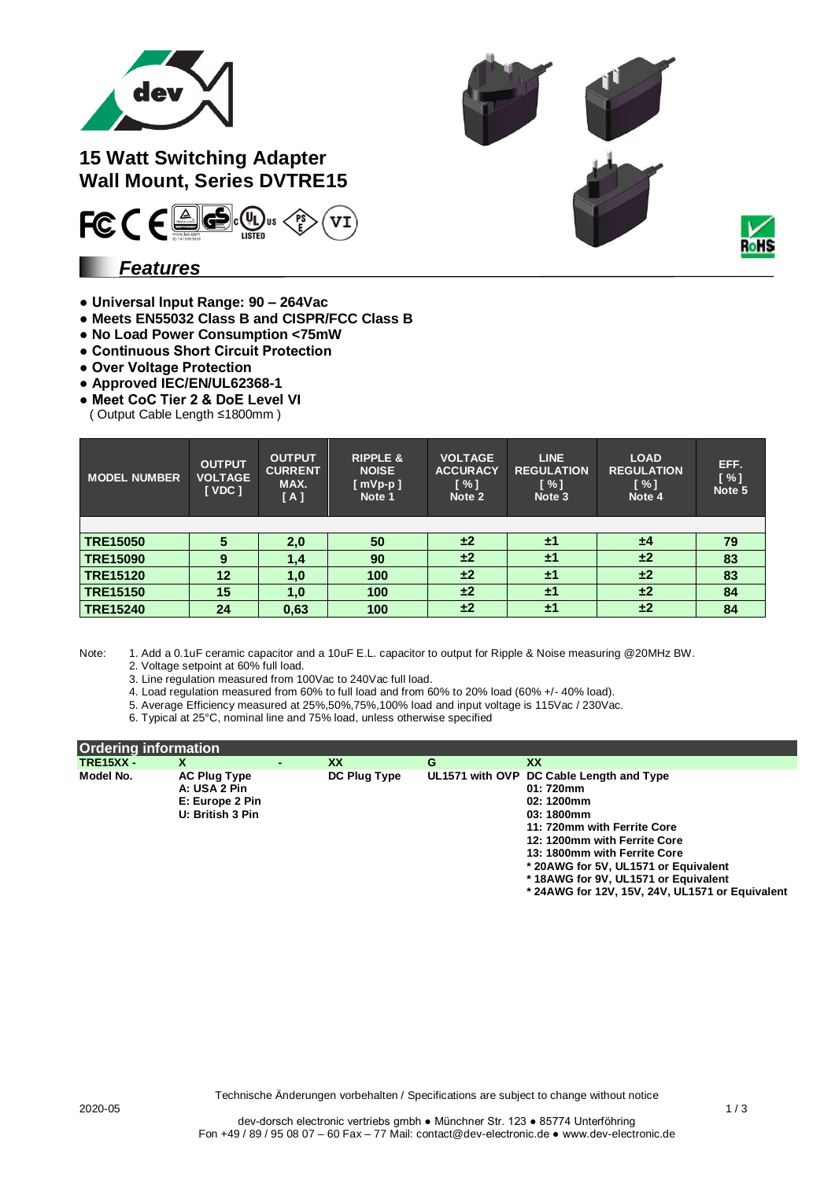# 15 Watt Switching Adapter
# Wall Mount, Series DVTRE15

## Features

- Universal Input Range: 90 – 264Vac
- Meets EN55032 Class B and CISPR/FCC Class B
- No Load Power Consumption <75mW
- Continuous Short Circuit Protection
- Over Voltage Protection
- Approved IEC/EN/UL62368-1
- Meet CoC Tier 2 & DoE Level VI
  ( Output Cable Length ≤1800mm )

| MODEL NUMBER | OUTPUT VOLTAGE [ VDC ] | OUTPUT CURRENT MAX. [ A ] | RIPPLE & NOISE [ mVp-p ] Note 1 | VOLTAGE ACCURACY [ % ] Note 2 | LINE REGULATION [ % ] Note 3 | LOAD REGULATION [ % ] Note 4 | EFF. [ % ] Note 5 |
|---|---|---|---|---|---|---|---|
| TRE15050 | 5 | 2,0 | 50 | ±2 | ±1 | ±4 | 79 |
| TRE15090 | 9 | 1,4 | 90 | ±2 | ±1 | ±2 | 83 |
| TRE15120 | 12 | 1,0 | 100 | ±2 | ±1 | ±2 | 83 |
| TRE15150 | 15 | 1,0 | 100 | ±2 | ±1 | ±2 | 84 |
| TRE15240 | 24 | 0,63 | 100 | ±2 | ±1 | ±2 | 84 |

Note:
1. Add a 0.1uF ceramic capacitor and a 10uF E.L. capacitor to output for Ripple & Noise measuring @20MHz BW.
2. Voltage setpoint at 60% full load.
3. Line regulation measured from 100Vac to 240Vac full load.
4. Load regulation measured from 60% to full load and from 60% to 20% load (60% +/- 40% load).
5. Average Efficiency measured at 25%,50%,75%,100% load and input voltage is 115Vac / 230Vac.
6. Typical at 25°C, nominal line and 75% load, unless otherwise specified

## Ordering information

| TRE15XX - | X | - | XX | G | XX |
|---|---|---|---|---|---|
| Model No. | AC Plug Type<br>A: USA 2 Pin<br>E: Europe 2 Pin<br>U: British 3 Pin | | DC Plug Type | UL1571 with OVP | DC Cable Length and Type<br>01: 720mm<br>02: 1200mm<br>03: 1800mm<br>11: 720mm with Ferrite Core<br>12: 1200mm with Ferrite Core<br>13: 1800mm with Ferrite Core<br>* 20AWG for 5V, UL1571 or Equivalent<br>* 18AWG for 9V, UL1571 or Equivalent<br>* 24AWG for 12V, 15V, 24V, UL1571 or Equivalent |

Technische Änderungen vorbehalten / Specifications are subject to change without notice

2020-05

dev-dorsch electronic vertriebs gmbh ● Münchner Str. 123 ● 85774 Unterföhring
Fon +49 / 89 / 95 08 07 – 60 Fax – 77 Mail: contact@dev-electronic.de ● www.dev-electronic.de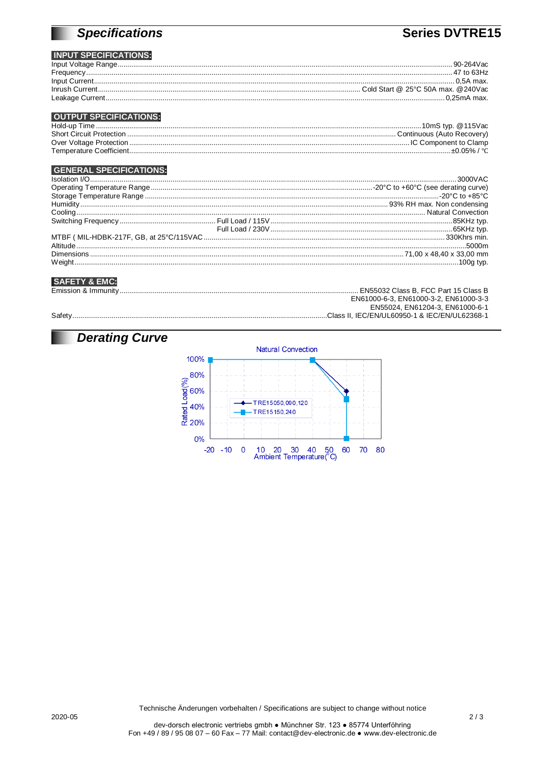# *Specifications*

**Series DVTRE15**

### INPUT SPECIFICATIONS:

| | |
|---|---|
| Input Voltage Range | 90-264Vac |
| Frequency | 47 to 63Hz |
| Input Current | 0,5A max. |
| Inrush Current | Cold Start @ 25°C 50A max. @240Vac |
| Leakage Current | 0,25mA max. |

### OUTPUT SPECIFICATIONS:

| | |
|---|---|
| Hold-up Time | 10mS typ. @115Vac |
| Short Circuit Protection | Continuous (Auto Recovery) |
| Over Voltage Protection | IC Component to Clamp |
| Temperature Coefficient | ±0.05% / °C |

### GENERAL SPECIFICATIONS:

| | | |
|---|---|---|
| Isolation I/O | | 3000VAC |
| Operating Temperature Range | | -20°C to +60°C (see derating curve) |
| Storage Temperature Range | | -20°C to +85°C |
| Humidity | | 93% RH max. Non condensing |
| Cooling | | Natural Convection |
| Switching Frequency | Full Load / 115V | 85KHz typ. |
| | Full Load / 230V | 65KHz typ. |
| MTBF ( MIL-HDBK-217F, GB, at 25°C/115VAC | | 330Khrs min. |
| Altitude | | 5000m |
| Dimensions | | 71,00 x 48,40 x 33,00 mm |
| Weight | | 100g typ. |

### SAFETY & EMC:

| | |
|---|---|
| Emission & Immunity | EN55032 Class B, FCC Part 15 Class B<br>EN61000-6-3, EN61000-3-2, EN61000-3-3<br>EN55024, EN61204-3, EN61000-6-1 |
| Safety | Class II, IEC/EN/UL60950-1 & IEC/EN/UL62368-1 |

# *Derating Curve*

Natural Convection

Rated Load(%): 100%, 80%, 60%, 40%, 20%, 0%

Ambient Temperature(°C): -20, -10, 0, 10, 20, 30, 40, 50, 60, 70, 80

TRE15050,090,120
TRE15150,240

Technische Änderungen vorbehalten / Specifications are subject to change without notice

2020-05

dev-dorsch electronic vertriebs gmbh ● Münchner Str. 123 ● 85774 Unterföhring
Fon +49 / 89 / 95 08 07 – 60 Fax – 77 Mail: contact@dev-electronic.de ● www.dev-electronic.de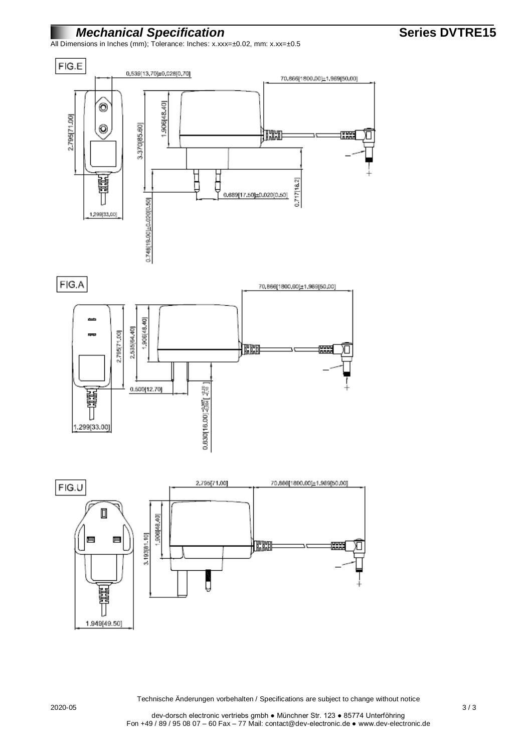# *Mechanical Specification* Series DVTRE15

All Dimensions in Inches (mm); Tolerance: Inches: x.xxx=±0.02, mm: x.xx=±0.5

FIG.E

0,539[13,70]±0,028[0,70]
70,866[1800,00]±1,969[50,00]
2.795[71.00]
3.370[85.60]
1.906[48.40]
0.689[17.50]±0.020[0.50]
0.717[18.2]
1.299[33.00]
0.748[19.00]±0.020[0.50]

FIG.A

70,866[1800,00]±1,969[50,00]
2.795[71.00]
2.535[64.40]
1.906[48.40]
0.500[12.70]
0.630[16.00] $^{+0.007}_{-0.004}$ [ $^{+0.20}_{-0.10}$ ]
1.299[33.00]

FIG.U

2,795[71,00]
70,866[1800,00]±1,969[50,00]
3.193[81.10]
1.906[48.40]
1.949[49.50]

Technische Änderungen vorbehalten / Specifications are subject to change without notice

2020-05

dev-dorsch electronic vertriebs gmbh ● Münchner Str. 123 ● 85774 Unterföhring
Fon +49 / 89 / 95 08 07 – 60 Fax – 77 Mail: contact@dev-electronic.de ● www.dev-electronic.de